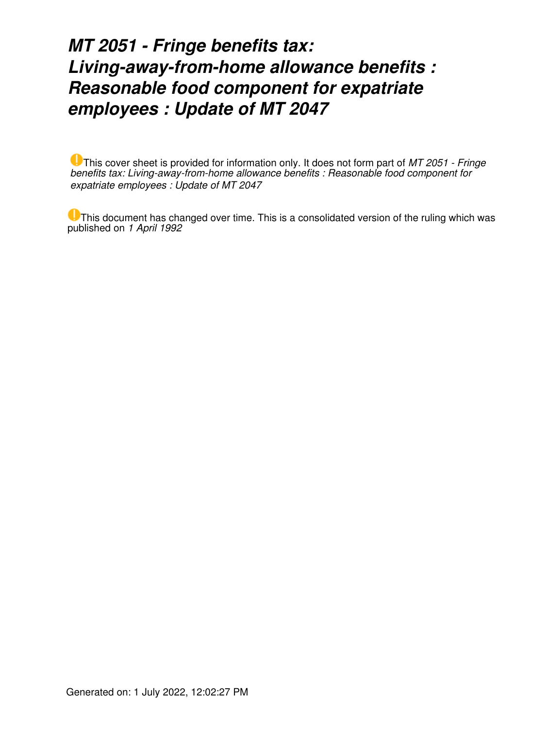# *MT 2051 - Fringe benefits tax: Living-away-from-home allowance benefits : Reasonable food component for expatriate employees : Update of MT 2047*

This cover sheet is provided for information only. It does not form part of *MT 2051 - Fringe benefits tax: Living-away-from-home allowance benefits : Reasonable food component for expatriate employees : Update of MT 2047*

This document has changed over time. This is a consolidated version of the ruling which was published on *1 April 1992*

Generated on: 1 July 2022, 12:02:27 PM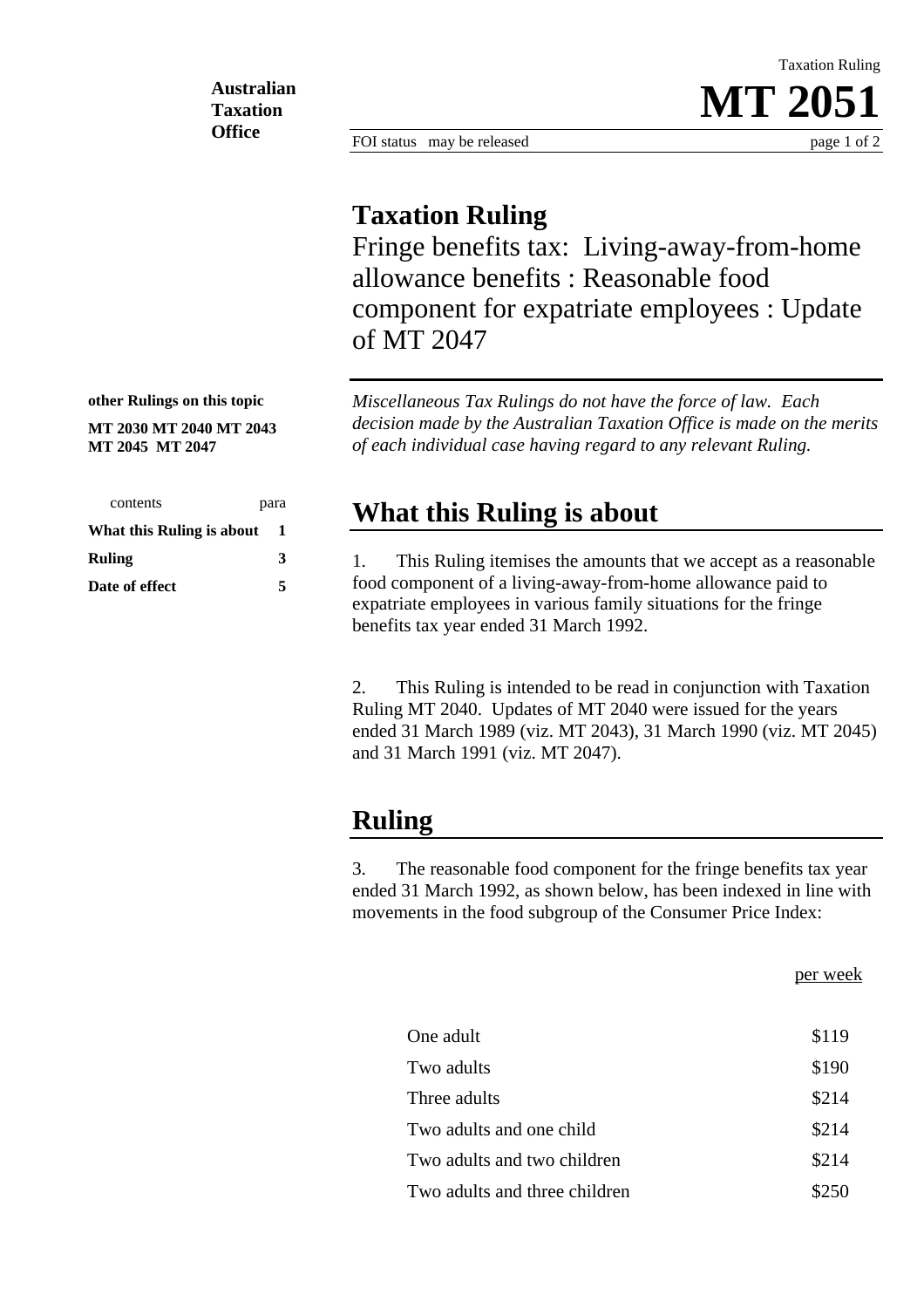# Taxation Ruling

Fringe benefits tax: Living-away-from-home allowance benefits : Reasonable food component for expatriate employees : Update of MT 2047

**other Rulings on this topic**

**MT 2030 MT 2040 MT 2043 MT 2045 MT 2047**

| contents | para |
|---|---|
| **What this Ruling is about** | **1** |
| **Ruling** | **3** |
| **Date of effect** | **5** |

*Miscellaneous Tax Rulings do not have the force of law. Each decision made by the Australian Taxation Office is made on the merits of each individual case having regard to any relevant Ruling.*

## What this Ruling is about

1. This Ruling itemises the amounts that we accept as a reasonable food component of a living-away-from-home allowance paid to expatriate employees in various family situations for the fringe benefits tax year ended 31 March 1992.

2. This Ruling is intended to be read in conjunction with Taxation Ruling MT 2040. Updates of MT 2040 were issued for the years ended 31 March 1989 (viz. MT 2043), 31 March 1990 (viz. MT 2045) and 31 March 1991 (viz. MT 2047).

## Ruling

3. The reasonable food component for the fringe benefits tax year ended 31 March 1992, as shown below, has been indexed in line with movements in the food subgroup of the Consumer Price Index:

| | per week |
|---|---|
| One adult | $119 |
| Two adults | $190 |
| Three adults | $214 |
| Two adults and one child | $214 |
| Two adults and two children | $214 |
| Two adults and three children | $250 |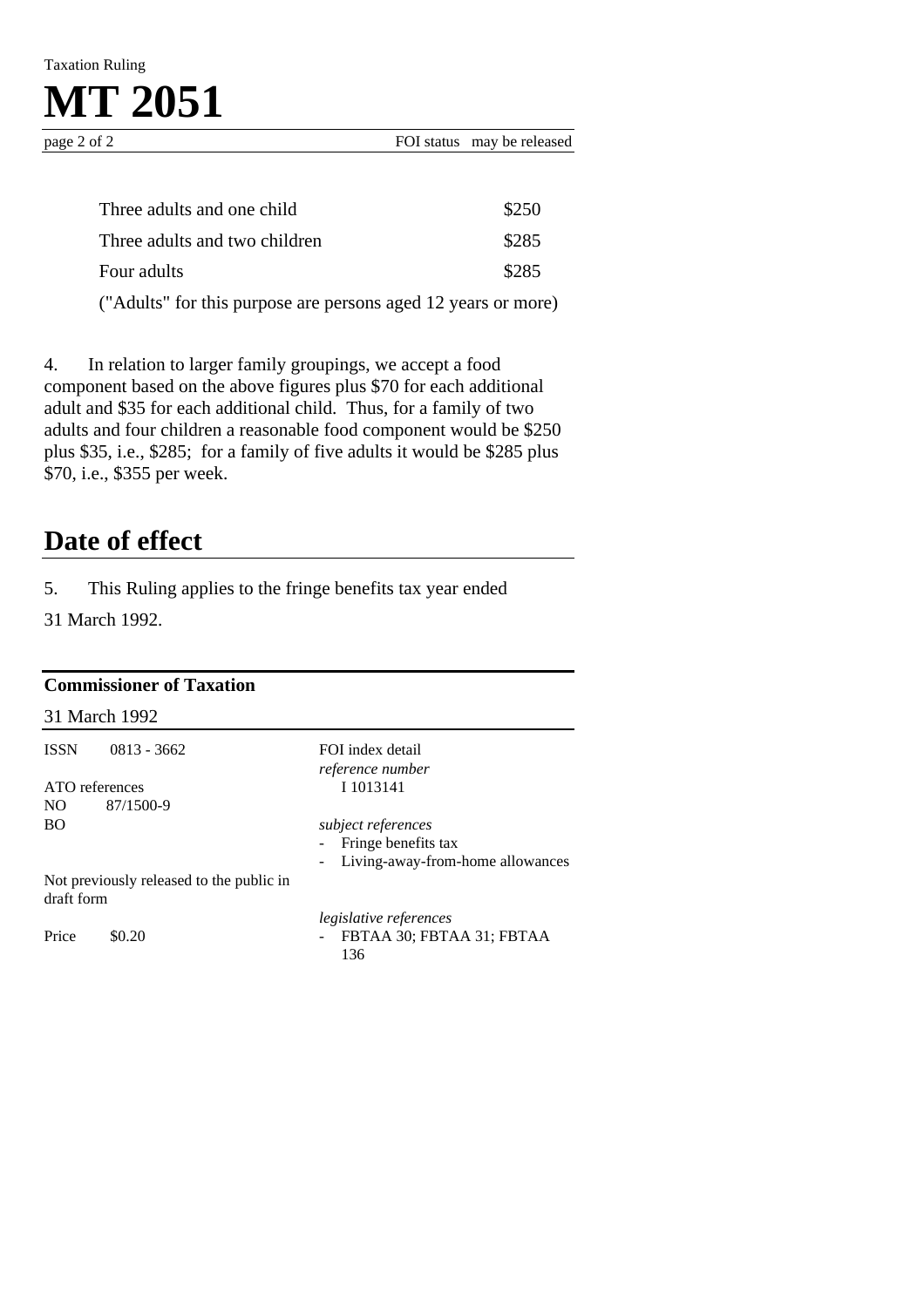| | |
|---|---|
| Three adults and one child | $250 |
| Three adults and two children | $285 |
| Four adults | $285 |

("Adults" for this purpose are persons aged 12 years or more)

4. In relation to larger family groupings, we accept a food component based on the above figures plus $70 for each additional adult and $35 for each additional child. Thus, for a family of two adults and four children a reasonable food component would be $250 plus $35, i.e., $285; for a family of five adults it would be $285 plus $70, i.e., $355 per week.

## Date of effect

5. This Ruling applies to the fringe benefits tax year ended 31 March 1992.

**Commissioner of Taxation**

31 March 1992

ISSN 0813 - 3662

ATO references
NO 87/1500-9
BO

Not previously released to the public in draft form

Price $0.20

FOI index detail
*reference number*
I 1013141

*subject references*
- Fringe benefits tax
- Living-away-from-home allowances

*legislative references*
- FBTAA 30; FBTAA 31; FBTAA 136